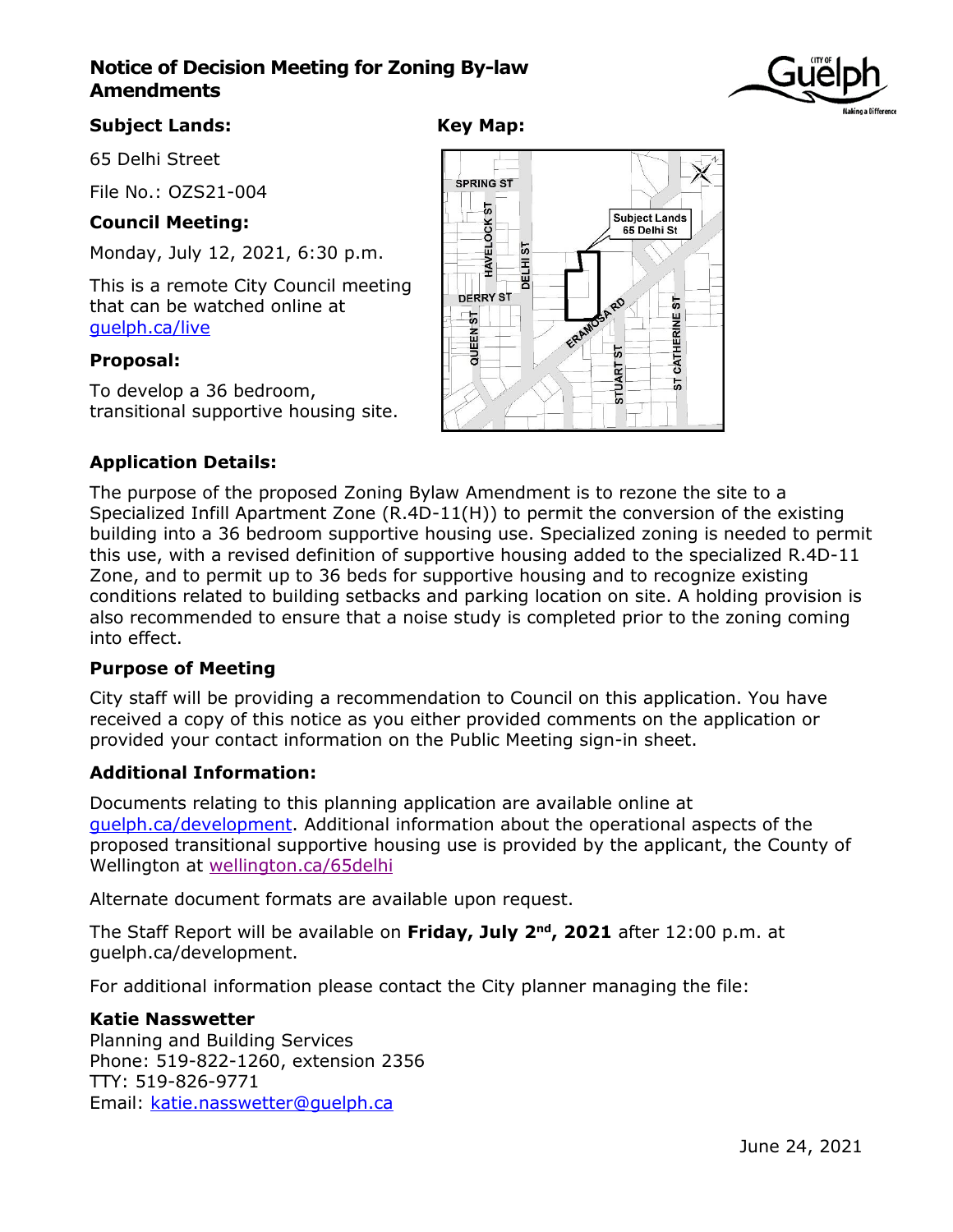# Notice of Decision Meeting for Zoning By-law Amendments

**Subject Lands:**

65 Delhi Street

File No.: OZS21-004

**Council Meeting:**

Monday, July 12, 2021, 6:30 p.m.

This is a remote City Council meeting that can be watched online at guelph.ca/live

**Proposal:**

To develop a 36 bedroom, transitional supportive housing site.

**Key Map:**

SPRING ST
HAVELOCK ST
DELHI ST
DERRY ST
QUEEN ST
ERAMOSA RD
STUART ST
ST CATHERINE ST
Subject Lands 65 Delhi St

**Application Details:**

The purpose of the proposed Zoning Bylaw Amendment is to rezone the site to a Specialized Infill Apartment Zone (R.4D-11(H)) to permit the conversion of the existing building into a 36 bedroom supportive housing use. Specialized zoning is needed to permit this use, with a revised definition of supportive housing added to the specialized R.4D-11 Zone, and to permit up to 36 beds for supportive housing and to recognize existing conditions related to building setbacks and parking location on site. A holding provision is also recommended to ensure that a noise study is completed prior to the zoning coming into effect.

**Purpose of Meeting**

City staff will be providing a recommendation to Council on this application. You have received a copy of this notice as you either provided comments on the application or provided your contact information on the Public Meeting sign-in sheet.

**Additional Information:**

Documents relating to this planning application are available online at guelph.ca/development. Additional information about the operational aspects of the proposed transitional supportive housing use is provided by the applicant, the County of Wellington at wellington.ca/65delhi

Alternate document formats are available upon request.

The Staff Report will be available on **Friday, July 2nd, 2021** after 12:00 p.m. at guelph.ca/development.

For additional information please contact the City planner managing the file:

**Katie Nasswetter**
Planning and Building Services
Phone: 519-822-1260, extension 2356
TTY: 519-826-9771
Email: katie.nasswetter@guelph.ca

June 24, 2021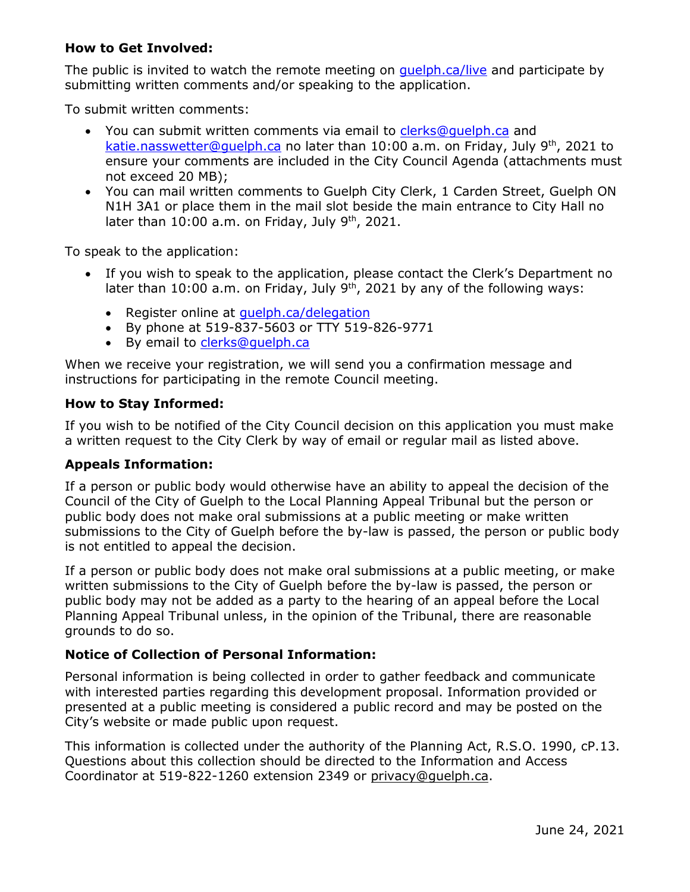**How to Get Involved:**

The public is invited to watch the remote meeting on guelph.ca/live and participate by submitting written comments and/or speaking to the application.

To submit written comments:

- You can submit written comments via email to clerks@guelph.ca and katie.nasswetter@guelph.ca no later than 10:00 a.m. on Friday, July 9th, 2021 to ensure your comments are included in the City Council Agenda (attachments must not exceed 20 MB);
- You can mail written comments to Guelph City Clerk, 1 Carden Street, Guelph ON N1H 3A1 or place them in the mail slot beside the main entrance to City Hall no later than 10:00 a.m. on Friday, July 9th, 2021.

To speak to the application:

- If you wish to speak to the application, please contact the Clerk's Department no later than 10:00 a.m. on Friday, July 9th, 2021 by any of the following ways:
  - Register online at guelph.ca/delegation
  - By phone at 519-837-5603 or TTY 519-826-9771
  - By email to clerks@guelph.ca

When we receive your registration, we will send you a confirmation message and instructions for participating in the remote Council meeting.

**How to Stay Informed:**

If you wish to be notified of the City Council decision on this application you must make a written request to the City Clerk by way of email or regular mail as listed above.

**Appeals Information:**

If a person or public body would otherwise have an ability to appeal the decision of the Council of the City of Guelph to the Local Planning Appeal Tribunal but the person or public body does not make oral submissions at a public meeting or make written submissions to the City of Guelph before the by-law is passed, the person or public body is not entitled to appeal the decision.

If a person or public body does not make oral submissions at a public meeting, or make written submissions to the City of Guelph before the by-law is passed, the person or public body may not be added as a party to the hearing of an appeal before the Local Planning Appeal Tribunal unless, in the opinion of the Tribunal, there are reasonable grounds to do so.

**Notice of Collection of Personal Information:**

Personal information is being collected in order to gather feedback and communicate with interested parties regarding this development proposal. Information provided or presented at a public meeting is considered a public record and may be posted on the City's website or made public upon request.

This information is collected under the authority of the Planning Act, R.S.O. 1990, cP.13. Questions about this collection should be directed to the Information and Access Coordinator at 519-822-1260 extension 2349 or privacy@guelph.ca.

June 24, 2021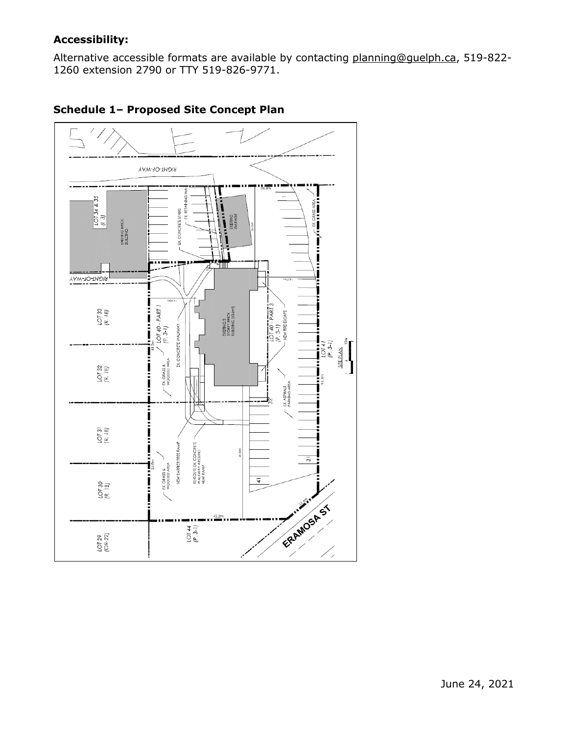**Accessibility:**

Alternative accessible formats are available by contacting planning@guelph.ca, 519-822-1260 extension 2790 or TTY 519-826-9771.

**Schedule 1– Proposed Site Concept Plan**

RIGHT-OF-WAY

LOT 34 & 35 (I. 3)

EXISTING BRICK BUILDING

EX. RETAINING WALL

EX. CONCRETE STAIRS

EXISTING GARAGE

EX. GRASS AREA

RIGHT-OF-WAY

LOT 33 (R. 1B)

LOT 40 - PART 1 (P. 3-1)

EX. CONCRETE WALKWAY

EXISTING 2 STOREY BRICK BUILDING

LOT 40 - PART 3 (P. 3-1)

NEW FIRE ESCAPE

LOT 41 (P. 3-1)

SITE PLAN

LOT 32 (R. 1E)

EX. GRASS & WOODED AREA

EX. ASPHALT PARKING AREA

LOT 31 (R. 1B)

NEW BARRIER FREE RAMP

RE-ROUTE EX. CONCRETE WALKWAY AROUND NEW RAMP

LOT 30 (R. 1B)

EX. GRASS & WOODED AREA

LOT 29 (OR-22)

LOT 44 (P. 3-1)

ERAMOSA ST

36.4m

41.2m

33.8m

43.2m